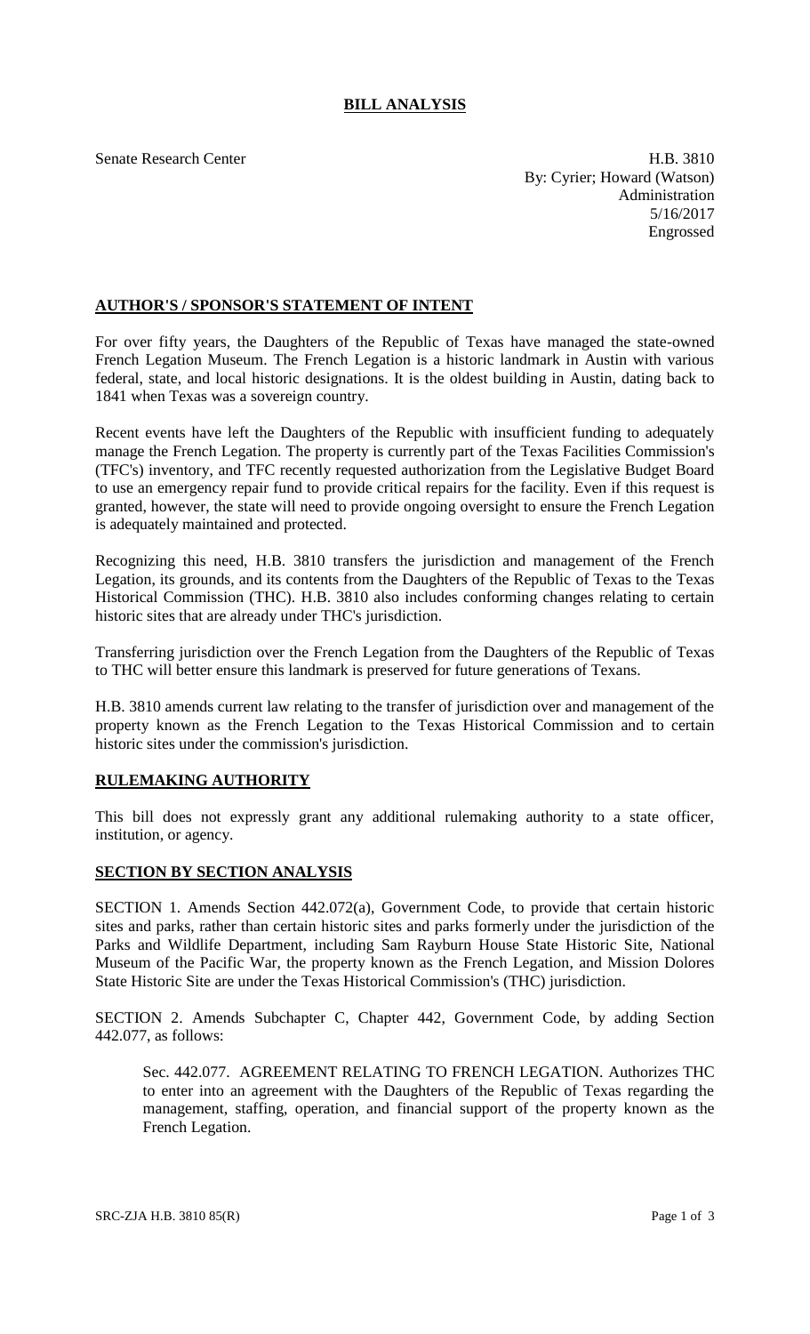# BILL ANALYSIS

Senate Research Center

H.B. 3810
By: Cyrier; Howard (Watson)
Administration
5/16/2017
Engrossed

## AUTHOR'S / SPONSOR'S STATEMENT OF INTENT

For over fifty years, the Daughters of the Republic of Texas have managed the state-owned French Legation Museum. The French Legation is a historic landmark in Austin with various federal, state, and local historic designations. It is the oldest building in Austin, dating back to 1841 when Texas was a sovereign country.

Recent events have left the Daughters of the Republic with insufficient funding to adequately manage the French Legation. The property is currently part of the Texas Facilities Commission's (TFC's) inventory, and TFC recently requested authorization from the Legislative Budget Board to use an emergency repair fund to provide critical repairs for the facility. Even if this request is granted, however, the state will need to provide ongoing oversight to ensure the French Legation is adequately maintained and protected.

Recognizing this need, H.B. 3810 transfers the jurisdiction and management of the French Legation, its grounds, and its contents from the Daughters of the Republic of Texas to the Texas Historical Commission (THC). H.B. 3810 also includes conforming changes relating to certain historic sites that are already under THC's jurisdiction.

Transferring jurisdiction over the French Legation from the Daughters of the Republic of Texas to THC will better ensure this landmark is preserved for future generations of Texans.

H.B. 3810 amends current law relating to the transfer of jurisdiction over and management of the property known as the French Legation to the Texas Historical Commission and to certain historic sites under the commission's jurisdiction.

## RULEMAKING AUTHORITY

This bill does not expressly grant any additional rulemaking authority to a state officer, institution, or agency.

## SECTION BY SECTION ANALYSIS

SECTION 1. Amends Section 442.072(a), Government Code, to provide that certain historic sites and parks, rather than certain historic sites and parks formerly under the jurisdiction of the Parks and Wildlife Department, including Sam Rayburn House State Historic Site, National Museum of the Pacific War, the property known as the French Legation, and Mission Dolores State Historic Site are under the Texas Historical Commission's (THC) jurisdiction.

SECTION 2. Amends Subchapter C, Chapter 442, Government Code, by adding Section 442.077, as follows:

> Sec. 442.077. AGREEMENT RELATING TO FRENCH LEGATION. Authorizes THC to enter into an agreement with the Daughters of the Republic of Texas regarding the management, staffing, operation, and financial support of the property known as the French Legation.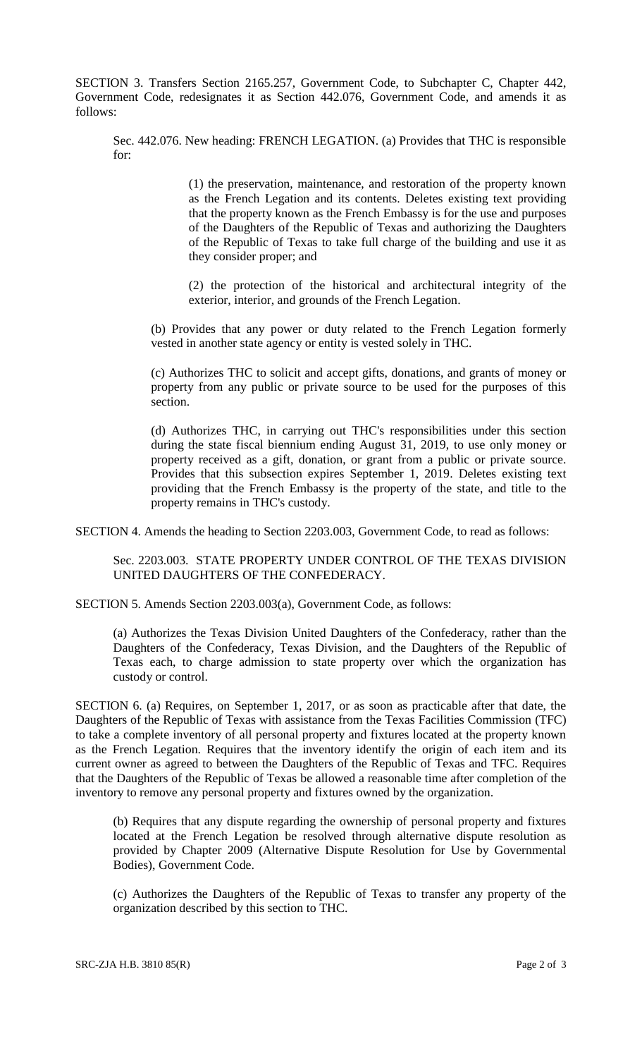SECTION 3. Transfers Section 2165.257, Government Code, to Subchapter C, Chapter 442, Government Code, redesignates it as Section 442.076, Government Code, and amends it as follows:

Sec. 442.076. New heading: FRENCH LEGATION. (a) Provides that THC is responsible for:

(1) the preservation, maintenance, and restoration of the property known as the French Legation and its contents. Deletes existing text providing that the property known as the French Embassy is for the use and purposes of the Daughters of the Republic of Texas and authorizing the Daughters of the Republic of Texas to take full charge of the building and use it as they consider proper; and

(2) the protection of the historical and architectural integrity of the exterior, interior, and grounds of the French Legation.

(b) Provides that any power or duty related to the French Legation formerly vested in another state agency or entity is vested solely in THC.

(c) Authorizes THC to solicit and accept gifts, donations, and grants of money or property from any public or private source to be used for the purposes of this section.

(d) Authorizes THC, in carrying out THC's responsibilities under this section during the state fiscal biennium ending August 31, 2019, to use only money or property received as a gift, donation, or grant from a public or private source. Provides that this subsection expires September 1, 2019. Deletes existing text providing that the French Embassy is the property of the state, and title to the property remains in THC's custody.

SECTION 4. Amends the heading to Section 2203.003, Government Code, to read as follows:

Sec. 2203.003. STATE PROPERTY UNDER CONTROL OF THE TEXAS DIVISION UNITED DAUGHTERS OF THE CONFEDERACY.

SECTION 5. Amends Section 2203.003(a), Government Code, as follows:

(a) Authorizes the Texas Division United Daughters of the Confederacy, rather than the Daughters of the Confederacy, Texas Division, and the Daughters of the Republic of Texas each, to charge admission to state property over which the organization has custody or control.

SECTION 6. (a) Requires, on September 1, 2017, or as soon as practicable after that date, the Daughters of the Republic of Texas with assistance from the Texas Facilities Commission (TFC) to take a complete inventory of all personal property and fixtures located at the property known as the French Legation. Requires that the inventory identify the origin of each item and its current owner as agreed to between the Daughters of the Republic of Texas and TFC. Requires that the Daughters of the Republic of Texas be allowed a reasonable time after completion of the inventory to remove any personal property and fixtures owned by the organization.

(b) Requires that any dispute regarding the ownership of personal property and fixtures located at the French Legation be resolved through alternative dispute resolution as provided by Chapter 2009 (Alternative Dispute Resolution for Use by Governmental Bodies), Government Code.

(c) Authorizes the Daughters of the Republic of Texas to transfer any property of the organization described by this section to THC.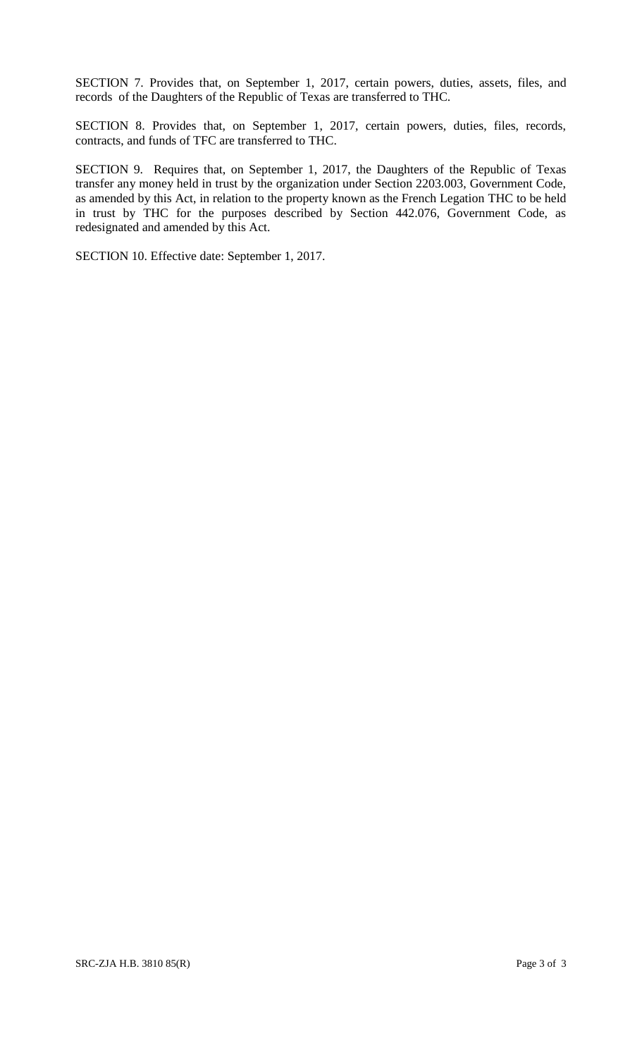SECTION 7. Provides that, on September 1, 2017, certain powers, duties, assets, files, and records of the Daughters of the Republic of Texas are transferred to THC.

SECTION 8. Provides that, on September 1, 2017, certain powers, duties, files, records, contracts, and funds of TFC are transferred to THC.

SECTION 9. Requires that, on September 1, 2017, the Daughters of the Republic of Texas transfer any money held in trust by the organization under Section 2203.003, Government Code, as amended by this Act, in relation to the property known as the French Legation THC to be held in trust by THC for the purposes described by Section 442.076, Government Code, as redesignated and amended by this Act.

SECTION 10. Effective date: September 1, 2017.